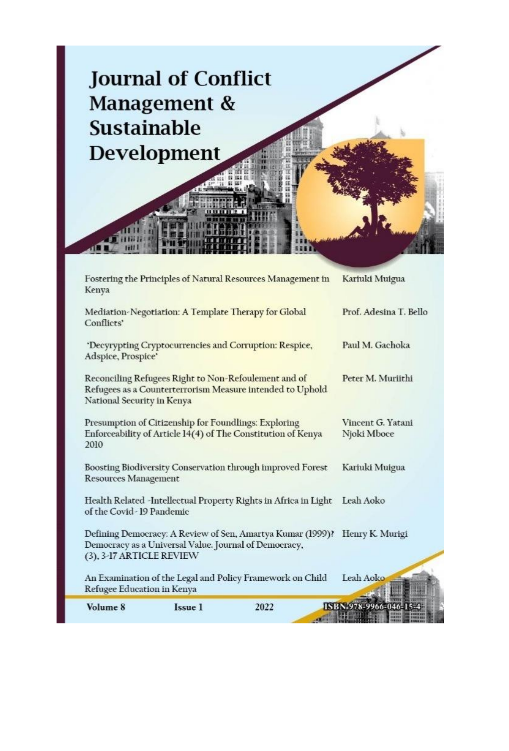# Journal of Conflict Management & Sustainable Development

| | |
|---|---|
| Fostering the Principles of Natural Resources Management in Kenya | Kariuki Muigua |
| Mediation-Negotiation: A Template Therapy for Global Conflicts' | Prof. Adesina T. Bello |
| 'Decyrypting Cryptocurrencies and Corruption: Respice, Adspice, Prospice' | Paul M. Gachoka |
| Reconciling Refugees Right to Non-Refoulement and of Refugees as a Counterterrorism Measure intended to Uphold National Security in Kenya | Peter M. Muriithi |
| Presumption of Citizenship for Foundlings: Exploring Enforceability of Article 14(4) of The Constitution of Kenya 2010 | Vincent G. Yatani<br>Njoki Mboce |
| Boosting Biodiversity Conservation through improved Forest Resources Management | Kariuki Muigua |
| Health Related -Intellectual Property Rights in Africa in Light of the Covid- 19 Pandemic | Leah Aoko |
| Defining Democracy: A Review of Sen, Amartya Kumar (1999)? Democracy as a Universal Value. Journal of Democracy, (3), 3-17 ARTICLE REVIEW | Henry K. Murigi |
| An Examination of the Legal and Policy Framework on Child Refugee Education in Kenya | Leah Aoko |

**Volume 8** **Issue 1** 2022 ISBN 978-9966-046-15-4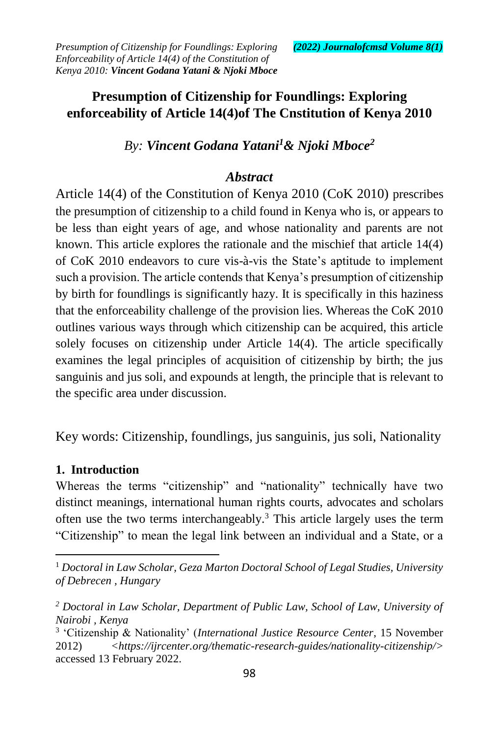# Presumption of Citizenship for Foundlings: Exploring enforceability of Article 14(4)of The Cnstitution of Kenya 2010

*By: **Vincent Godana Yatani[1]& Njoki Mboce[2]***

### *Abstract*

Article 14(4) of the Constitution of Kenya 2010 (CoK 2010) prescribes the presumption of citizenship to a child found in Kenya who is, or appears to be less than eight years of age, and whose nationality and parents are not known. This article explores the rationale and the mischief that article 14(4) of CoK 2010 endeavors to cure vis-à-vis the State's aptitude to implement such a provision. The article contends that Kenya's presumption of citizenship by birth for foundlings is significantly hazy. It is specifically in this haziness that the enforceability challenge of the provision lies. Whereas the CoK 2010 outlines various ways through which citizenship can be acquired, this article solely focuses on citizenship under Article 14(4). The article specifically examines the legal principles of acquisition of citizenship by birth; the jus sanguinis and jus soli, and expounds at length, the principle that is relevant to the specific area under discussion.

Key words: Citizenship, foundlings, jus sanguinis, jus soli, Nationality

## 1. Introduction

Whereas the terms "citizenship" and "nationality" technically have two distinct meanings, international human rights courts, advocates and scholars often use the two terms interchangeably.[3] This article largely uses the term "Citizenship" to mean the legal link between an individual and a State, or a

---

[1] *Doctoral in Law Scholar, Geza Marton Doctoral School of Legal Studies, University of Debrecen , Hungary*

[2] *Doctoral in Law Scholar, Department of Public Law, School of Law, University of Nairobi , Kenya*

[3] 'Citizenship & Nationality' (*International Justice Resource Center*, 15 November 2012) <*https://ijrcenter.org/thematic-research-guides/nationality-citizenship/*> accessed 13 February 2022.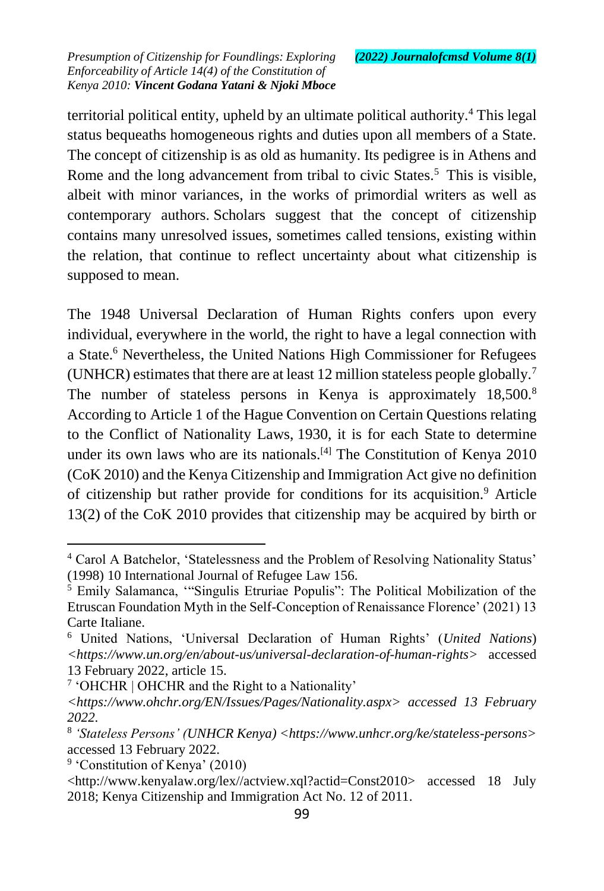territorial political entity, upheld by an ultimate political authority.[4] This legal status bequeaths homogeneous rights and duties upon all members of a State. The concept of citizenship is as old as humanity. Its pedigree is in Athens and Rome and the long advancement from tribal to civic States.[5] This is visible, albeit with minor variances, in the works of primordial writers as well as contemporary authors. Scholars suggest that the concept of citizenship contains many unresolved issues, sometimes called tensions, existing within the relation, that continue to reflect uncertainty about what citizenship is supposed to mean.

The 1948 Universal Declaration of Human Rights confers upon every individual, everywhere in the world, the right to have a legal connection with a State.[6] Nevertheless, the United Nations High Commissioner for Refugees (UNHCR) estimates that there are at least 12 million stateless people globally.[7] The number of stateless persons in Kenya is approximately 18,500.[8] According to Article 1 of the Hague Convention on Certain Questions relating to the Conflict of Nationality Laws, 1930, it is for each State to determine under its own laws who are its nationals.[4] The Constitution of Kenya 2010 (CoK 2010) and the Kenya Citizenship and Immigration Act give no definition of citizenship but rather provide for conditions for its acquisition.[9] Article 13(2) of the CoK 2010 provides that citizenship may be acquired by birth or

---

[4] Carol A Batchelor, 'Statelessness and the Problem of Resolving Nationality Status' (1998) 10 International Journal of Refugee Law 156.

[5] Emily Salamanca, '"Singulis Etruriae Populis": The Political Mobilization of the Etruscan Foundation Myth in the Self-Conception of Renaissance Florence' (2021) 13 Carte Italiane.

[6] United Nations, 'Universal Declaration of Human Rights' (*United Nations*) *<https://www.un.org/en/about-us/universal-declaration-of-human-rights>* accessed 13 February 2022, article 15.

[7] 'OHCHR | OHCHR and the Right to a Nationality' *<https://www.ohchr.org/EN/Issues/Pages/Nationality.aspx> accessed 13 February 2022.*

[8] *'Stateless Persons' (UNHCR Kenya) <https://www.unhcr.org/ke/stateless-persons>* accessed 13 February 2022.

[9] 'Constitution of Kenya' (2010) <http://www.kenyalaw.org/lex//actview.xql?actid=Const2010> accessed 18 July 2018; Kenya Citizenship and Immigration Act No. 12 of 2011.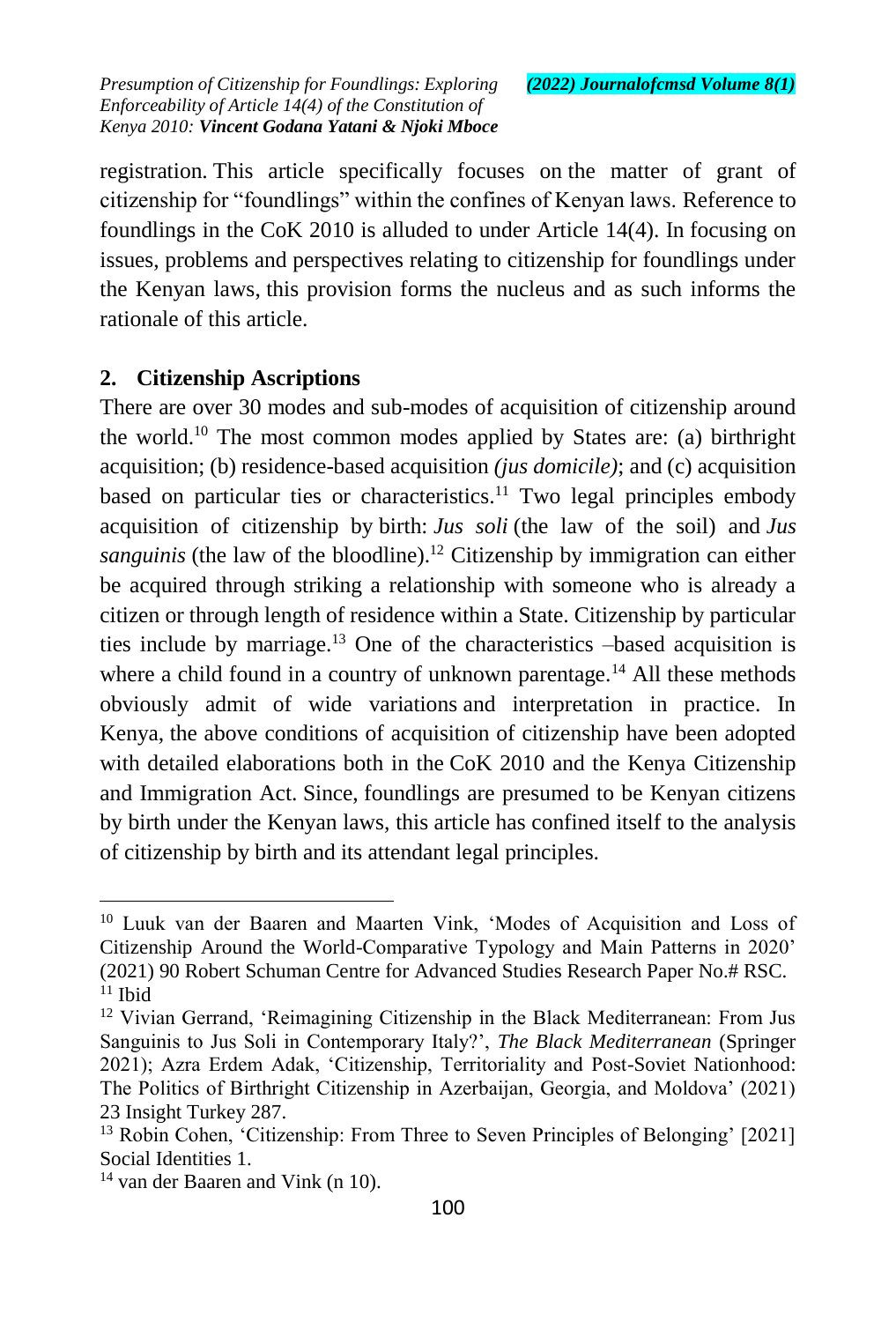registration. This article specifically focuses on the matter of grant of citizenship for "foundlings" within the confines of Kenyan laws. Reference to foundlings in the CoK 2010 is alluded to under Article 14(4). In focusing on issues, problems and perspectives relating to citizenship for foundlings under the Kenyan laws, this provision forms the nucleus and as such informs the rationale of this article.

## 2. Citizenship Ascriptions

There are over 30 modes and sub-modes of acquisition of citizenship around the world.[10] The most common modes applied by States are: (a) birthright acquisition; (b) residence-based acquisition *(jus domicile)*; and (c) acquisition based on particular ties or characteristics.[11] Two legal principles embody acquisition of citizenship by birth: *Jus soli* (the law of the soil) and *Jus sanguinis* (the law of the bloodline).[12] Citizenship by immigration can either be acquired through striking a relationship with someone who is already a citizen or through length of residence within a State. Citizenship by particular ties include by marriage.[13] One of the characteristics –based acquisition is where a child found in a country of unknown parentage.[14] All these methods obviously admit of wide variations and interpretation in practice. In Kenya, the above conditions of acquisition of citizenship have been adopted with detailed elaborations both in the CoK 2010 and the Kenya Citizenship and Immigration Act. Since, foundlings are presumed to be Kenyan citizens by birth under the Kenyan laws, this article has confined itself to the analysis of citizenship by birth and its attendant legal principles.

---

[10] Luuk van der Baaren and Maarten Vink, 'Modes of Acquisition and Loss of Citizenship Around the World-Comparative Typology and Main Patterns in 2020' (2021) 90 Robert Schuman Centre for Advanced Studies Research Paper No.# RSC.

[11] Ibid

[12] Vivian Gerrand, 'Reimagining Citizenship in the Black Mediterranean: From Jus Sanguinis to Jus Soli in Contemporary Italy?', *The Black Mediterranean* (Springer 2021); Azra Erdem Adak, 'Citizenship, Territoriality and Post-Soviet Nationhood: The Politics of Birthright Citizenship in Azerbaijan, Georgia, and Moldova' (2021) 23 Insight Turkey 287.

[13] Robin Cohen, 'Citizenship: From Three to Seven Principles of Belonging' [2021] Social Identities 1.

[14] van der Baaren and Vink (n 10).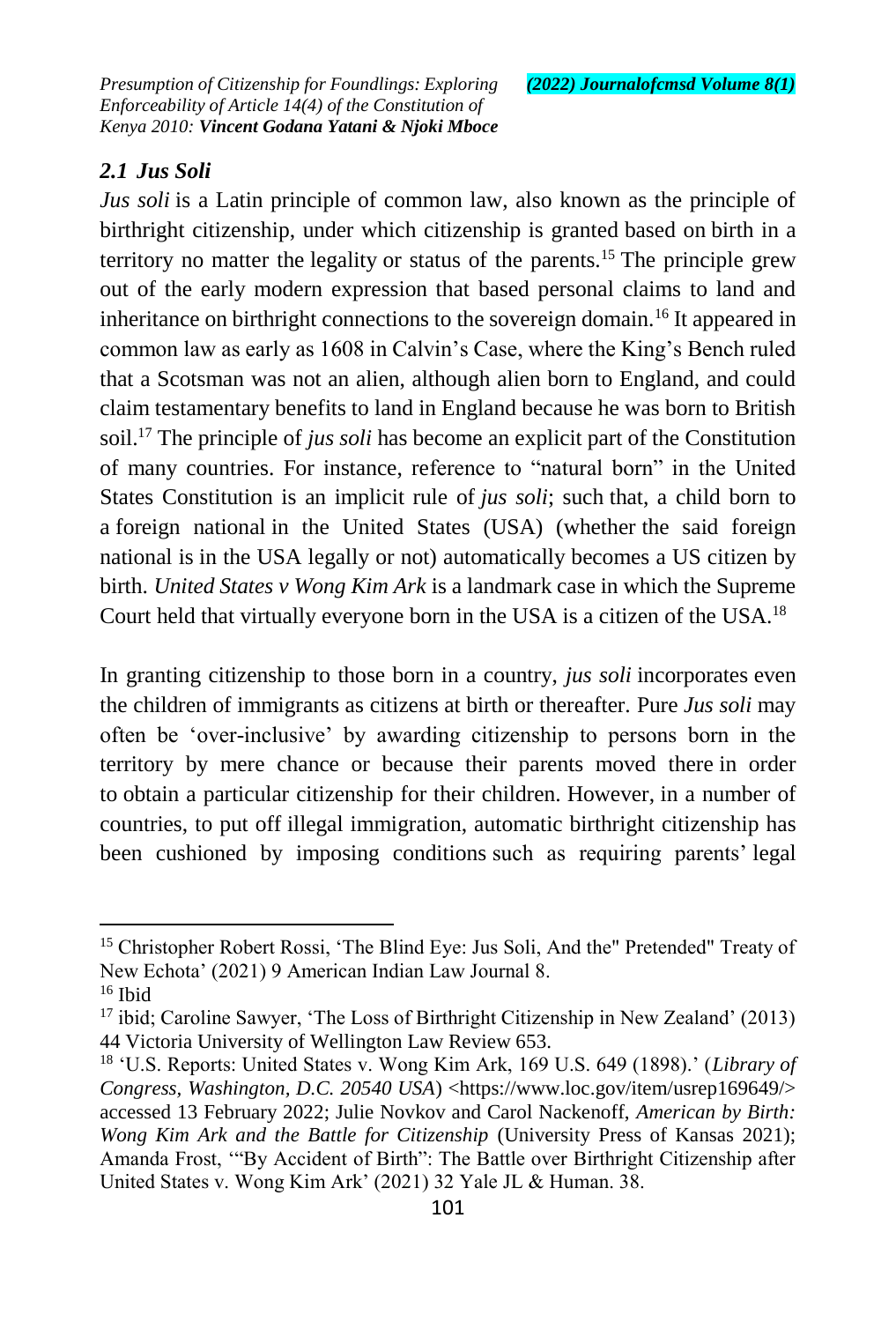### *2.1 Jus Soli*

*Jus soli* is a Latin principle of common law, also known as the principle of birthright citizenship, under which citizenship is granted based on birth in a territory no matter the legality or status of the parents.[15] The principle grew out of the early modern expression that based personal claims to land and inheritance on birthright connections to the sovereign domain.[16] It appeared in common law as early as 1608 in Calvin's Case, where the King's Bench ruled that a Scotsman was not an alien, although alien born to England, and could claim testamentary benefits to land in England because he was born to British soil.[17] The principle of *jus soli* has become an explicit part of the Constitution of many countries. For instance, reference to "natural born" in the United States Constitution is an implicit rule of *jus soli*; such that, a child born to a foreign national in the United States (USA) (whether the said foreign national is in the USA legally or not) automatically becomes a US citizen by birth. *United States v Wong Kim Ark* is a landmark case in which the Supreme Court held that virtually everyone born in the USA is a citizen of the USA.[18]

In granting citizenship to those born in a country, *jus soli* incorporates even the children of immigrants as citizens at birth or thereafter. Pure *Jus soli* may often be 'over-inclusive' by awarding citizenship to persons born in the territory by mere chance or because their parents moved there in order to obtain a particular citizenship for their children. However, in a number of countries, to put off illegal immigration, automatic birthright citizenship has been cushioned by imposing conditions such as requiring parents' legal

---

[15] Christopher Robert Rossi, 'The Blind Eye: Jus Soli, And the" Pretended" Treaty of New Echota' (2021) 9 American Indian Law Journal 8.

[16] Ibid

[17] ibid; Caroline Sawyer, 'The Loss of Birthright Citizenship in New Zealand' (2013) 44 Victoria University of Wellington Law Review 653.

[18] 'U.S. Reports: United States v. Wong Kim Ark, 169 U.S. 649 (1898).' (*Library of Congress, Washington, D.C. 20540 USA*) <https://www.loc.gov/item/usrep169649/> accessed 13 February 2022; Julie Novkov and Carol Nackenoff, *American by Birth: Wong Kim Ark and the Battle for Citizenship* (University Press of Kansas 2021); Amanda Frost, '"By Accident of Birth": The Battle over Birthright Citizenship after United States v. Wong Kim Ark' (2021) 32 Yale JL & Human. 38.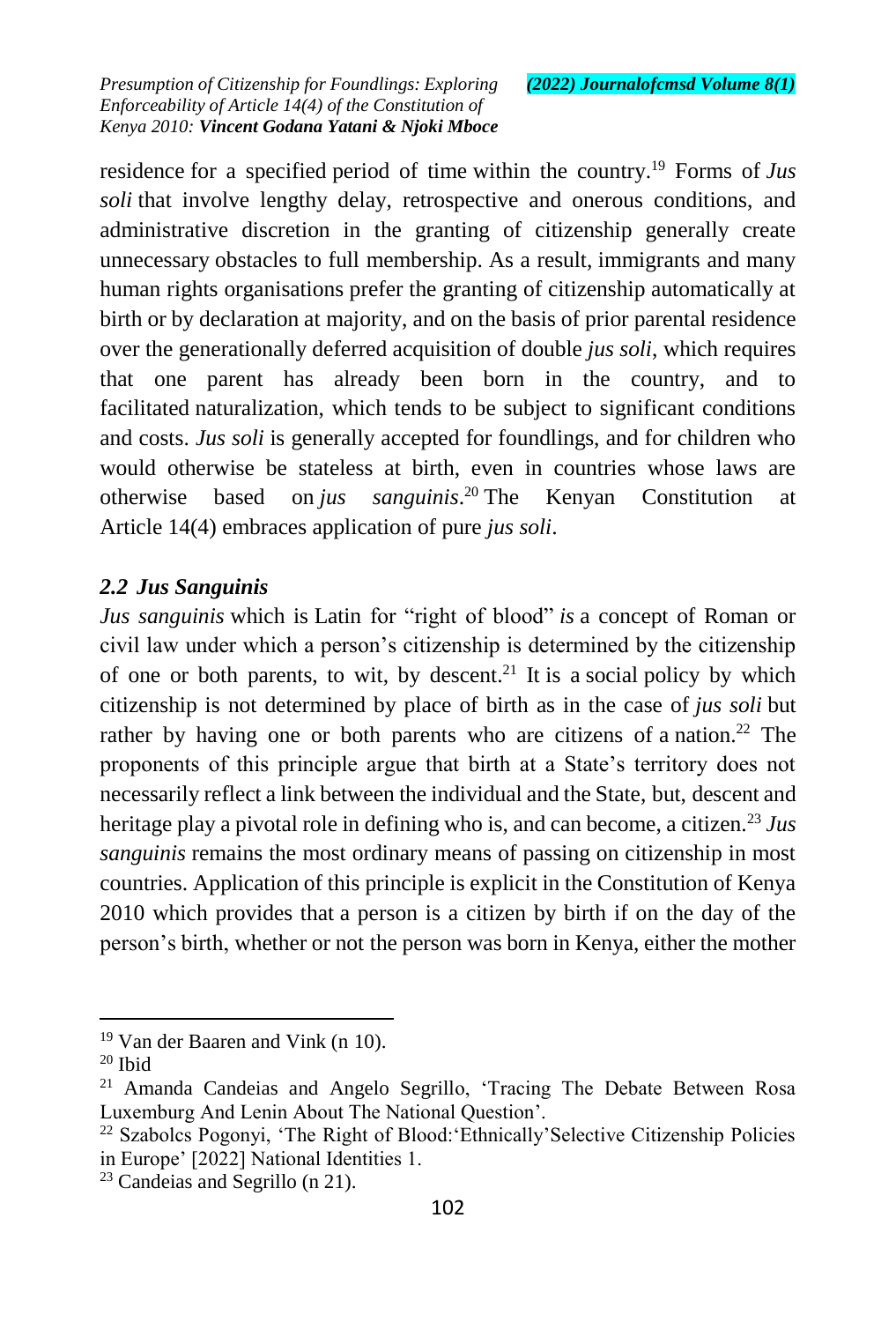residence for a specified period of time within the country.[19] Forms of *Jus soli* that involve lengthy delay, retrospective and onerous conditions, and administrative discretion in the granting of citizenship generally create unnecessary obstacles to full membership. As a result, immigrants and many human rights organisations prefer the granting of citizenship automatically at birth or by declaration at majority, and on the basis of prior parental residence over the generationally deferred acquisition of double *jus soli*, which requires that one parent has already been born in the country, and to facilitated naturalization, which tends to be subject to significant conditions and costs. *Jus soli* is generally accepted for foundlings, and for children who would otherwise be stateless at birth, even in countries whose laws are otherwise based on *jus sanguinis*.[20] The Kenyan Constitution at Article 14(4) embraces application of pure *jus soli*.

### *2.2 Jus Sanguinis*

*Jus sanguinis* which is Latin for "right of blood" *is* a concept of Roman or civil law under which a person's citizenship is determined by the citizenship of one or both parents, to wit, by descent.[21] It is a social policy by which citizenship is not determined by place of birth as in the case of *jus soli* but rather by having one or both parents who are citizens of a nation.[22] The proponents of this principle argue that birth at a State's territory does not necessarily reflect a link between the individual and the State, but, descent and heritage play a pivotal role in defining who is, and can become, a citizen.[23] *Jus sanguinis* remains the most ordinary means of passing on citizenship in most countries. Application of this principle is explicit in the Constitution of Kenya 2010 which provides that a person is a citizen by birth if on the day of the person's birth, whether or not the person was born in Kenya, either the mother

---

[19] Van der Baaren and Vink (n 10).

[20] Ibid

[21] Amanda Candeias and Angelo Segrillo, 'Tracing The Debate Between Rosa Luxemburg And Lenin About The National Question'.

[22] Szabolcs Pogonyi, 'The Right of Blood:'Ethnically'Selective Citizenship Policies in Europe' [2022] National Identities 1.

[23] Candeias and Segrillo (n 21).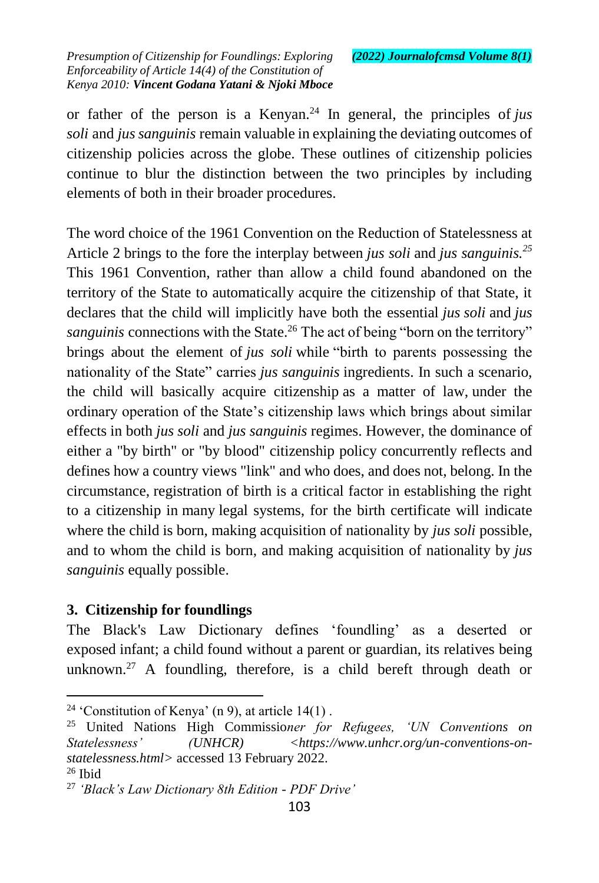or father of the person is a Kenyan.[24] In general, the principles of *jus soli* and *jus sanguinis* remain valuable in explaining the deviating outcomes of citizenship policies across the globe. These outlines of citizenship policies continue to blur the distinction between the two principles by including elements of both in their broader procedures.

The word choice of the 1961 Convention on the Reduction of Statelessness at Article 2 brings to the fore the interplay between *jus soli* and *jus sanguinis.*[25] This 1961 Convention, rather than allow a child found abandoned on the territory of the State to automatically acquire the citizenship of that State, it declares that the child will implicitly have both the essential *jus soli* and *jus sanguinis* connections with the State.[26] The act of being "born on the territory" brings about the element of *jus soli* while "birth to parents possessing the nationality of the State" carries *jus sanguinis* ingredients. In such a scenario, the child will basically acquire citizenship as a matter of law, under the ordinary operation of the State's citizenship laws which brings about similar effects in both *jus soli* and *jus sanguinis* regimes. However, the dominance of either a "by birth" or "by blood" citizenship policy concurrently reflects and defines how a country views "link" and who does, and does not, belong. In the circumstance, registration of birth is a critical factor in establishing the right to a citizenship in many legal systems, for the birth certificate will indicate where the child is born, making acquisition of nationality by *jus soli* possible, and to whom the child is born, and making acquisition of nationality by *jus sanguinis* equally possible.

## 3. Citizenship for foundlings

The Black's Law Dictionary defines 'foundling' as a deserted or exposed infant; a child found without a parent or guardian, its relatives being unknown.[27] A foundling, therefore, is a child bereft through death or

---

[24] 'Constitution of Kenya' (n 9), at article 14(1) .

[25] United Nations High Commissio*ner for Refugees, 'UN Conventions on Statelessness' (UNHCR) <https://www.unhcr.org/un-conventions-on-statelessness.html>* accessed 13 February 2022.

[26] Ibid

[27] *'Black's Law Dictionary 8th Edition - PDF Drive'*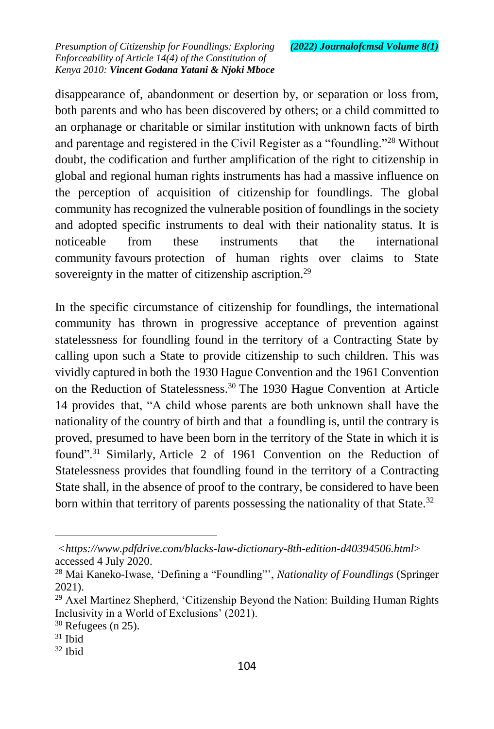disappearance of, abandonment or desertion by, or separation or loss from, both parents and who has been discovered by others; or a child committed to an orphanage or charitable or similar institution with unknown facts of birth and parentage and registered in the Civil Register as a "foundling."[28] Without doubt, the codification and further amplification of the right to citizenship in global and regional human rights instruments has had a massive influence on the perception of acquisition of citizenship for foundlings. The global community has recognized the vulnerable position of foundlings in the society and adopted specific instruments to deal with their nationality status. It is noticeable from these instruments that the international community favours protection of human rights over claims to State sovereignty in the matter of citizenship ascription.[29]

In the specific circumstance of citizenship for foundlings, the international community has thrown in progressive acceptance of prevention against statelessness for foundling found in the territory of a Contracting State by calling upon such a State to provide citizenship to such children. This was vividly captured in both the 1930 Hague Convention and the 1961 Convention on the Reduction of Statelessness.[30] The 1930 Hague Convention at Article 14 provides that, "A child whose parents are both unknown shall have the nationality of the country of birth and that a foundling is, until the contrary is proved, presumed to have been born in the territory of the State in which it is found".[31] Similarly, Article 2 of 1961 Convention on the Reduction of Statelessness provides that foundling found in the territory of a Contracting State shall, in the absence of proof to the contrary, be considered to have been born within that territory of parents possessing the nationality of that State.[32]

---

*<https://www.pdfdrive.com/blacks-law-dictionary-8th-edition-d40394506.html>* accessed 4 July 2020.

[28] Mai Kaneko-Iwase, 'Defining a "Foundling"', *Nationality of Foundlings* (Springer 2021).

[29] Axel Martínez Shepherd, 'Citizenship Beyond the Nation: Building Human Rights Inclusivity in a World of Exclusions' (2021).

[30] Refugees (n 25).

[31] Ibid

[32] Ibid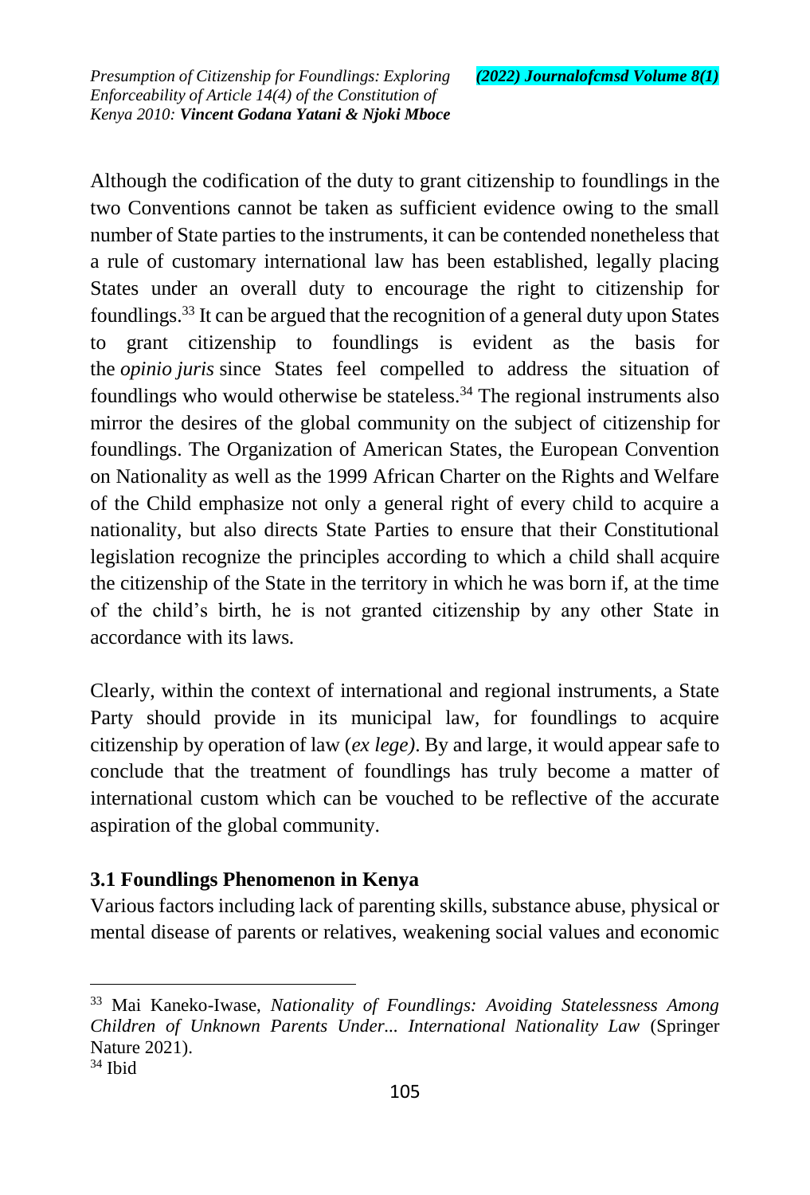Although the codification of the duty to grant citizenship to foundlings in the two Conventions cannot be taken as sufficient evidence owing to the small number of State parties to the instruments, it can be contended nonetheless that a rule of customary international law has been established, legally placing States under an overall duty to encourage the right to citizenship for foundlings.[33] It can be argued that the recognition of a general duty upon States to grant citizenship to foundlings is evident as the basis for the *opinio juris* since States feel compelled to address the situation of foundlings who would otherwise be stateless.[34] The regional instruments also mirror the desires of the global community on the subject of citizenship for foundlings. The Organization of American States, the European Convention on Nationality as well as the 1999 African Charter on the Rights and Welfare of the Child emphasize not only a general right of every child to acquire a nationality, but also directs State Parties to ensure that their Constitutional legislation recognize the principles according to which a child shall acquire the citizenship of the State in the territory in which he was born if, at the time of the child's birth, he is not granted citizenship by any other State in accordance with its laws.

Clearly, within the context of international and regional instruments, a State Party should provide in its municipal law, for foundlings to acquire citizenship by operation of law (*ex lege)*. By and large, it would appear safe to conclude that the treatment of foundlings has truly become a matter of international custom which can be vouched to be reflective of the accurate aspiration of the global community.

### 3.1 Foundlings Phenomenon in Kenya

Various factors including lack of parenting skills, substance abuse, physical or mental disease of parents or relatives, weakening social values and economic

---

[33] Mai Kaneko-Iwase, *Nationality of Foundlings: Avoiding Statelessness Among Children of Unknown Parents Under... International Nationality Law* (Springer Nature 2021).

[34] Ibid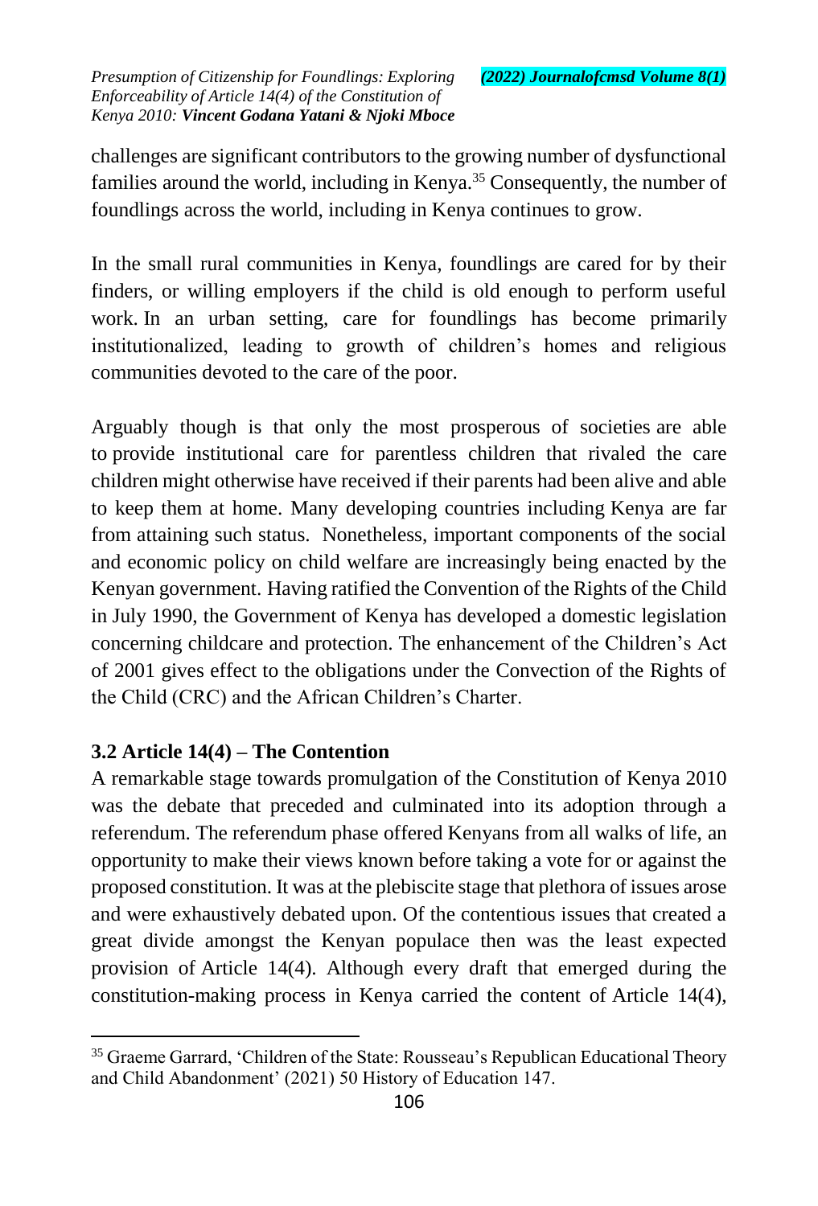challenges are significant contributors to the growing number of dysfunctional families around the world, including in Kenya.[35] Consequently, the number of foundlings across the world, including in Kenya continues to grow.

In the small rural communities in Kenya, foundlings are cared for by their finders, or willing employers if the child is old enough to perform useful work. In an urban setting, care for foundlings has become primarily institutionalized, leading to growth of children's homes and religious communities devoted to the care of the poor.

Arguably though is that only the most prosperous of societies are able to provide institutional care for parentless children that rivaled the care children might otherwise have received if their parents had been alive and able to keep them at home. Many developing countries including Kenya are far from attaining such status. Nonetheless, important components of the social and economic policy on child welfare are increasingly being enacted by the Kenyan government. Having ratified the Convention of the Rights of the Child in July 1990, the Government of Kenya has developed a domestic legislation concerning childcare and protection. The enhancement of the Children's Act of 2001 gives effect to the obligations under the Convection of the Rights of the Child (CRC) and the African Children's Charter.

### 3.2 Article 14(4) – The Contention

A remarkable stage towards promulgation of the Constitution of Kenya 2010 was the debate that preceded and culminated into its adoption through a referendum. The referendum phase offered Kenyans from all walks of life, an opportunity to make their views known before taking a vote for or against the proposed constitution. It was at the plebiscite stage that plethora of issues arose and were exhaustively debated upon. Of the contentious issues that created a great divide amongst the Kenyan populace then was the least expected provision of Article 14(4). Although every draft that emerged during the constitution-making process in Kenya carried the content of Article 14(4),

---

[35] Graeme Garrard, 'Children of the State: Rousseau's Republican Educational Theory and Child Abandonment' (2021) 50 History of Education 147.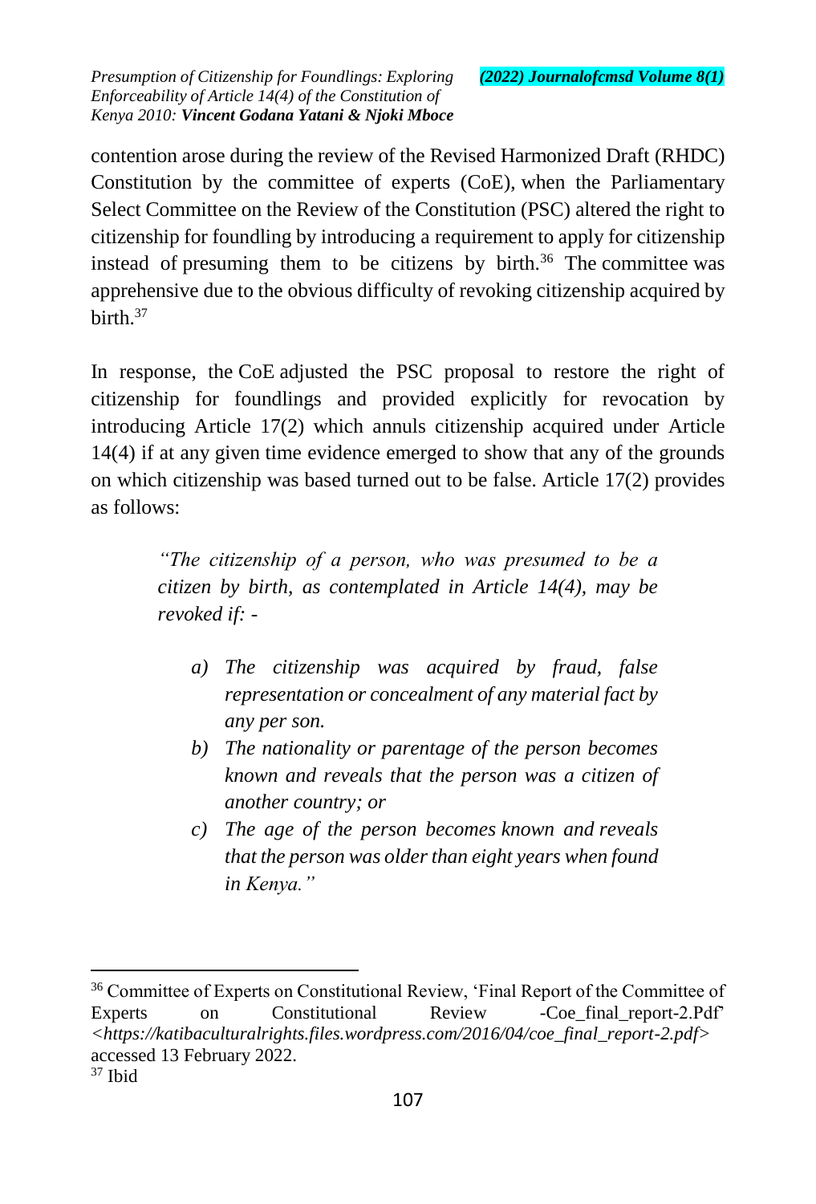contention arose during the review of the Revised Harmonized Draft (RHDC) Constitution by the committee of experts (CoE), when the Parliamentary Select Committee on the Review of the Constitution (PSC) altered the right to citizenship for foundling by introducing a requirement to apply for citizenship instead of presuming them to be citizens by birth.[36] The committee was apprehensive due to the obvious difficulty of revoking citizenship acquired by birth.[37]

In response, the CoE adjusted the PSC proposal to restore the right of citizenship for foundlings and provided explicitly for revocation by introducing Article 17(2) which annuls citizenship acquired under Article 14(4) if at any given time evidence emerged to show that any of the grounds on which citizenship was based turned out to be false. Article 17(2) provides as follows:

> *"The citizenship of a person, who was presumed to be a citizen by birth, as contemplated in Article 14(4), may be revoked if: -*
>
> *a) The citizenship was acquired by fraud, false representation or concealment of any material fact by any per son.*
>
> *b) The nationality or parentage of the person becomes known and reveals that the person was a citizen of another country; or*
>
> *c) The age of the person becomes known and reveals that the person was older than eight years when found in Kenya."*

---

[36] Committee of Experts on Constitutional Review, 'Final Report of the Committee of Experts on Constitutional Review -Coe_final_report-2.Pdf' <*https://katibaculturalrights.files.wordpress.com/2016/04/coe_final_report-2.pdf*> accessed 13 February 2022.

[37] Ibid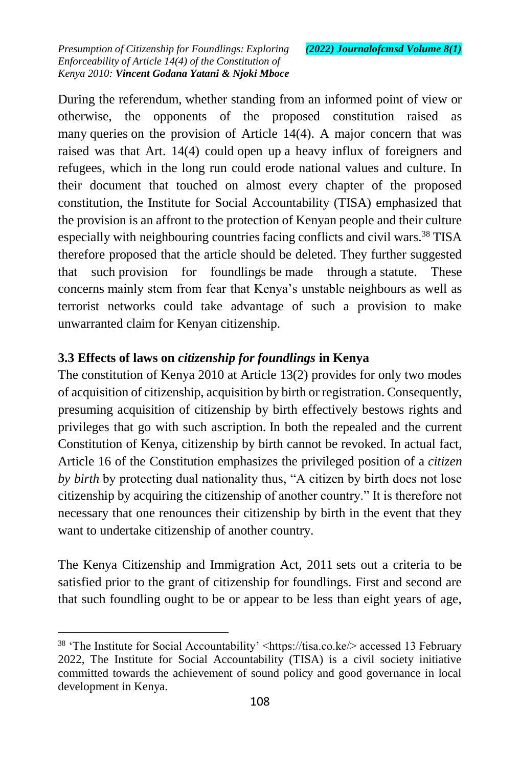During the referendum, whether standing from an informed point of view or otherwise, the opponents of the proposed constitution raised as many queries on the provision of Article 14(4). A major concern that was raised was that Art. 14(4) could open up a heavy influx of foreigners and refugees, which in the long run could erode national values and culture. In their document that touched on almost every chapter of the proposed constitution, the Institute for Social Accountability (TISA) emphasized that the provision is an affront to the protection of Kenyan people and their culture especially with neighbouring countries facing conflicts and civil wars.[38] TISA therefore proposed that the article should be deleted. They further suggested that such provision for foundlings be made through a statute. These concerns mainly stem from fear that Kenya's unstable neighbours as well as terrorist networks could take advantage of such a provision to make unwarranted claim for Kenyan citizenship.

### 3.3 Effects of laws on *citizenship for foundlings* in Kenya

The constitution of Kenya 2010 at Article 13(2) provides for only two modes of acquisition of citizenship, acquisition by birth or registration. Consequently, presuming acquisition of citizenship by birth effectively bestows rights and privileges that go with such ascription. In both the repealed and the current Constitution of Kenya, citizenship by birth cannot be revoked. In actual fact, Article 16 of the Constitution emphasizes the privileged position of a *citizen by birth* by protecting dual nationality thus, "A citizen by birth does not lose citizenship by acquiring the citizenship of another country." It is therefore not necessary that one renounces their citizenship by birth in the event that they want to undertake citizenship of another country.

The Kenya Citizenship and Immigration Act, 2011 sets out a criteria to be satisfied prior to the grant of citizenship for foundlings. First and second are that such foundling ought to be or appear to be less than eight years of age,

---

[38] 'The Institute for Social Accountability' <https://tisa.co.ke/> accessed 13 February 2022, The Institute for Social Accountability (TISA) is a civil society initiative committed towards the achievement of sound policy and good governance in local development in Kenya.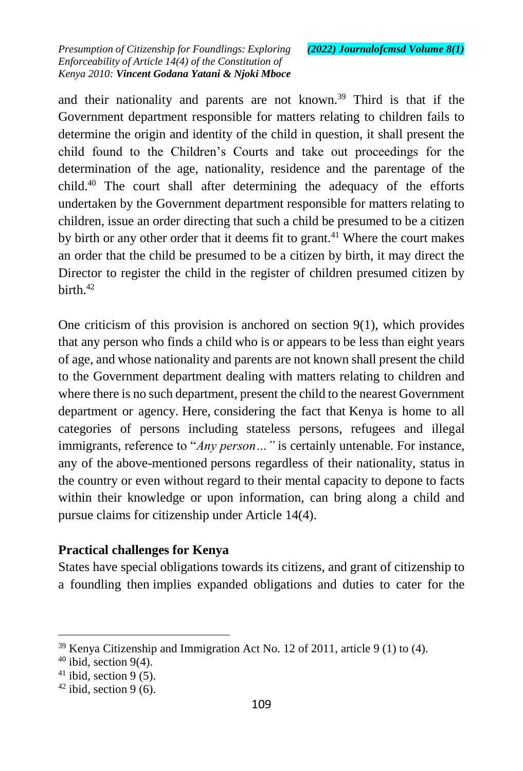and their nationality and parents are not known.[39] Third is that if the Government department responsible for matters relating to children fails to determine the origin and identity of the child in question, it shall present the child found to the Children's Courts and take out proceedings for the determination of the age, nationality, residence and the parentage of the child.[40] The court shall after determining the adequacy of the efforts undertaken by the Government department responsible for matters relating to children, issue an order directing that such a child be presumed to be a citizen by birth or any other order that it deems fit to grant.[41] Where the court makes an order that the child be presumed to be a citizen by birth, it may direct the Director to register the child in the register of children presumed citizen by birth.[42]

One criticism of this provision is anchored on section 9(1), which provides that any person who finds a child who is or appears to be less than eight years of age, and whose nationality and parents are not known shall present the child to the Government department dealing with matters relating to children and where there is no such department, present the child to the nearest Government department or agency. Here, considering the fact that Kenya is home to all categories of persons including stateless persons, refugees and illegal immigrants, reference to "*Any person…"* is certainly untenable. For instance, any of the above-mentioned persons regardless of their nationality, status in the country or even without regard to their mental capacity to depone to facts within their knowledge or upon information, can bring along a child and pursue claims for citizenship under Article 14(4).

**Practical challenges for Kenya**

States have special obligations towards its citizens, and grant of citizenship to a foundling then implies expanded obligations and duties to cater for the

---

[39] Kenya Citizenship and Immigration Act No. 12 of 2011, article 9 (1) to (4).

[40] ibid, section 9(4).

[41] ibid, section 9 (5).

[42] ibid, section 9 (6).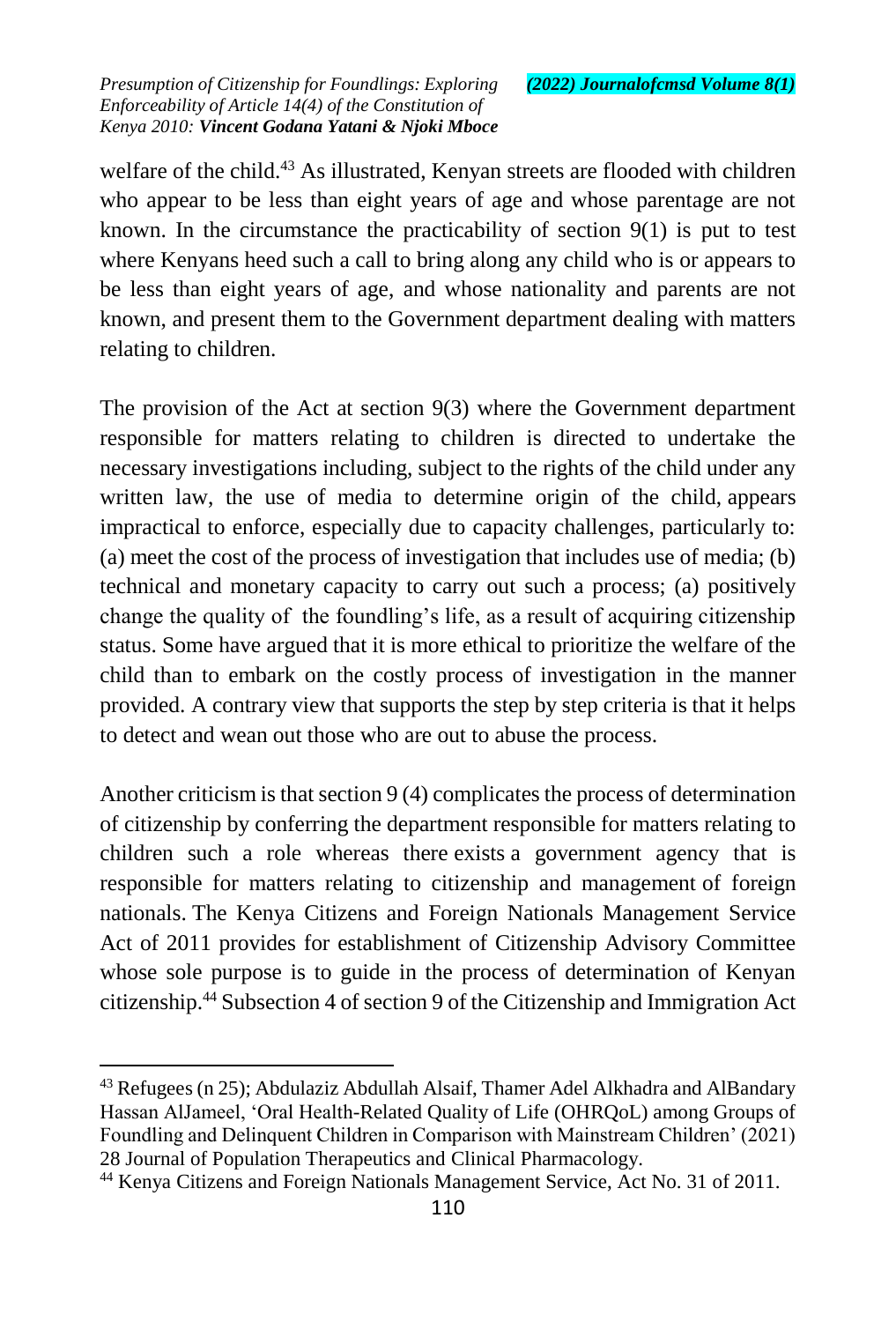welfare of the child.[43] As illustrated, Kenyan streets are flooded with children who appear to be less than eight years of age and whose parentage are not known. In the circumstance the practicability of section 9(1) is put to test where Kenyans heed such a call to bring along any child who is or appears to be less than eight years of age, and whose nationality and parents are not known, and present them to the Government department dealing with matters relating to children.

The provision of the Act at section 9(3) where the Government department responsible for matters relating to children is directed to undertake the necessary investigations including, subject to the rights of the child under any written law, the use of media to determine origin of the child, appears impractical to enforce, especially due to capacity challenges, particularly to: (a) meet the cost of the process of investigation that includes use of media; (b) technical and monetary capacity to carry out such a process; (a) positively change the quality of the foundling's life, as a result of acquiring citizenship status. Some have argued that it is more ethical to prioritize the welfare of the child than to embark on the costly process of investigation in the manner provided. A contrary view that supports the step by step criteria is that it helps to detect and wean out those who are out to abuse the process.

Another criticism is that section 9 (4) complicates the process of determination of citizenship by conferring the department responsible for matters relating to children such a role whereas there exists a government agency that is responsible for matters relating to citizenship and management of foreign nationals. The Kenya Citizens and Foreign Nationals Management Service Act of 2011 provides for establishment of Citizenship Advisory Committee whose sole purpose is to guide in the process of determination of Kenyan citizenship.[44] Subsection 4 of section 9 of the Citizenship and Immigration Act

---

[43] Refugees (n 25); Abdulaziz Abdullah Alsaif, Thamer Adel Alkhadra and AlBandary Hassan AlJameel, 'Oral Health-Related Quality of Life (OHRQoL) among Groups of Foundling and Delinquent Children in Comparison with Mainstream Children' (2021) 28 Journal of Population Therapeutics and Clinical Pharmacology.

[44] Kenya Citizens and Foreign Nationals Management Service, Act No. 31 of 2011.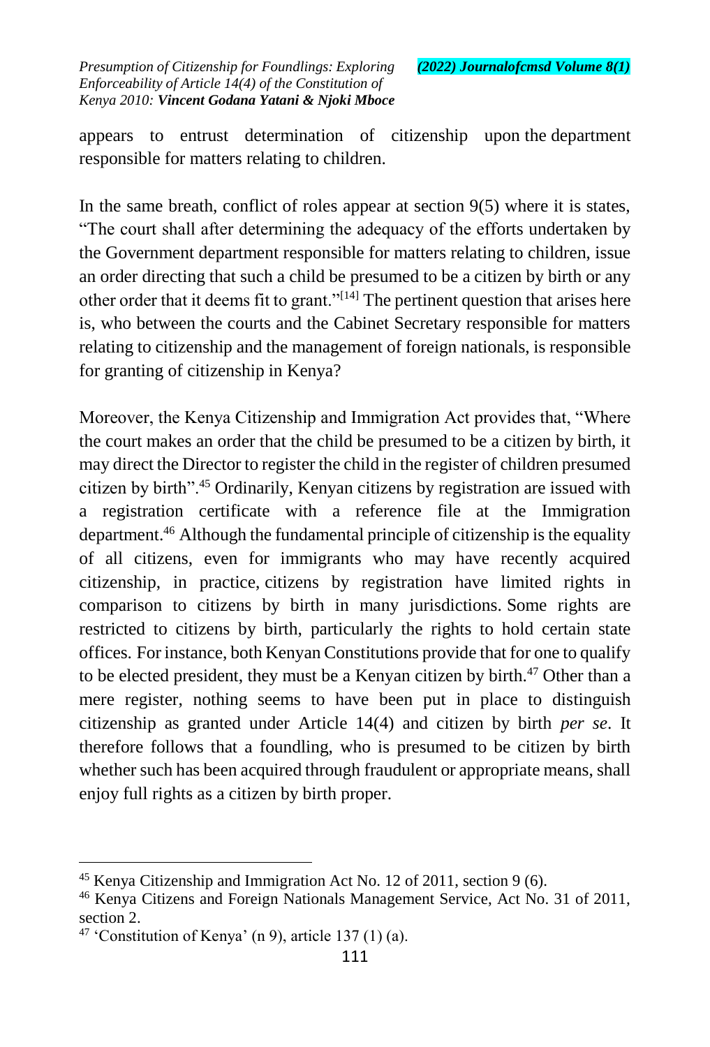appears to entrust determination of citizenship upon the department responsible for matters relating to children.

In the same breath, conflict of roles appear at section 9(5) where it is states, "The court shall after determining the adequacy of the efforts undertaken by the Government department responsible for matters relating to children, issue an order directing that such a child be presumed to be a citizen by birth or any other order that it deems fit to grant."[14] The pertinent question that arises here is, who between the courts and the Cabinet Secretary responsible for matters relating to citizenship and the management of foreign nationals, is responsible for granting of citizenship in Kenya?

Moreover, the Kenya Citizenship and Immigration Act provides that, "Where the court makes an order that the child be presumed to be a citizen by birth, it may direct the Director to register the child in the register of children presumed citizen by birth".[45] Ordinarily, Kenyan citizens by registration are issued with a registration certificate with a reference file at the Immigration department.[46] Although the fundamental principle of citizenship is the equality of all citizens, even for immigrants who may have recently acquired citizenship, in practice, citizens by registration have limited rights in comparison to citizens by birth in many jurisdictions. Some rights are restricted to citizens by birth, particularly the rights to hold certain state offices. For instance, both Kenyan Constitutions provide that for one to qualify to be elected president, they must be a Kenyan citizen by birth.[47] Other than a mere register, nothing seems to have been put in place to distinguish citizenship as granted under Article 14(4) and citizen by birth *per se*. It therefore follows that a foundling, who is presumed to be citizen by birth whether such has been acquired through fraudulent or appropriate means, shall enjoy full rights as a citizen by birth proper.

---

[45] Kenya Citizenship and Immigration Act No. 12 of 2011, section 9 (6).

[46] Kenya Citizens and Foreign Nationals Management Service, Act No. 31 of 2011, section 2.

[47] 'Constitution of Kenya' (n 9), article 137 (1) (a).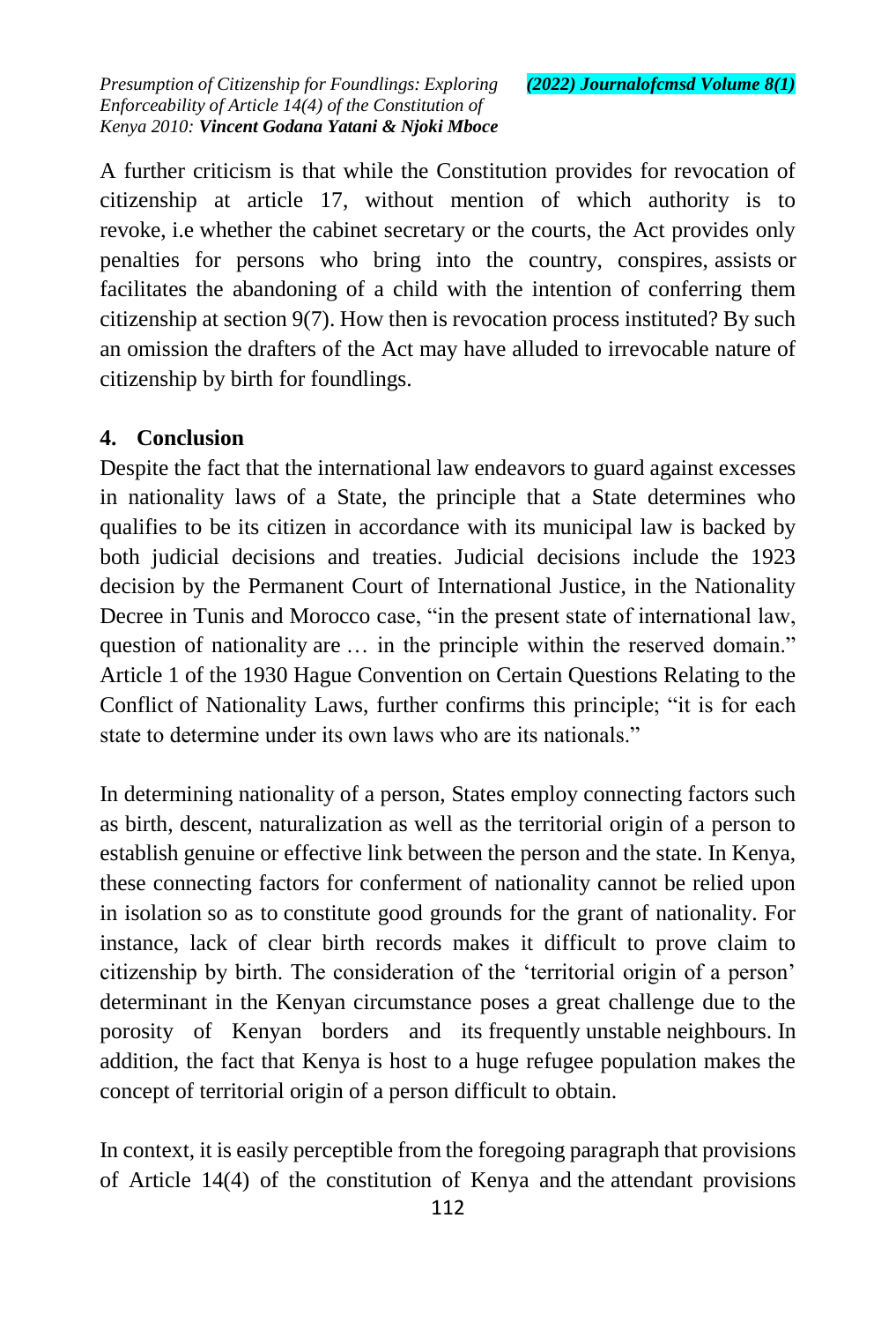A further criticism is that while the Constitution provides for revocation of citizenship at article 17, without mention of which authority is to revoke, i.e whether the cabinet secretary or the courts, the Act provides only penalties for persons who bring into the country, conspires, assists or facilitates the abandoning of a child with the intention of conferring them citizenship at section 9(7). How then is revocation process instituted? By such an omission the drafters of the Act may have alluded to irrevocable nature of citizenship by birth for foundlings.

## 4. Conclusion

Despite the fact that the international law endeavors to guard against excesses in nationality laws of a State, the principle that a State determines who qualifies to be its citizen in accordance with its municipal law is backed by both judicial decisions and treaties. Judicial decisions include the 1923 decision by the Permanent Court of International Justice, in the Nationality Decree in Tunis and Morocco case, "in the present state of international law, question of nationality are … in the principle within the reserved domain." Article 1 of the 1930 Hague Convention on Certain Questions Relating to the Conflict of Nationality Laws, further confirms this principle; "it is for each state to determine under its own laws who are its nationals."

In determining nationality of a person, States employ connecting factors such as birth, descent, naturalization as well as the territorial origin of a person to establish genuine or effective link between the person and the state. In Kenya, these connecting factors for conferment of nationality cannot be relied upon in isolation so as to constitute good grounds for the grant of nationality. For instance, lack of clear birth records makes it difficult to prove claim to citizenship by birth. The consideration of the 'territorial origin of a person' determinant in the Kenyan circumstance poses a great challenge due to the porosity of Kenyan borders and its frequently unstable neighbours. In addition, the fact that Kenya is host to a huge refugee population makes the concept of territorial origin of a person difficult to obtain.

In context, it is easily perceptible from the foregoing paragraph that provisions of Article 14(4) of the constitution of Kenya and the attendant provisions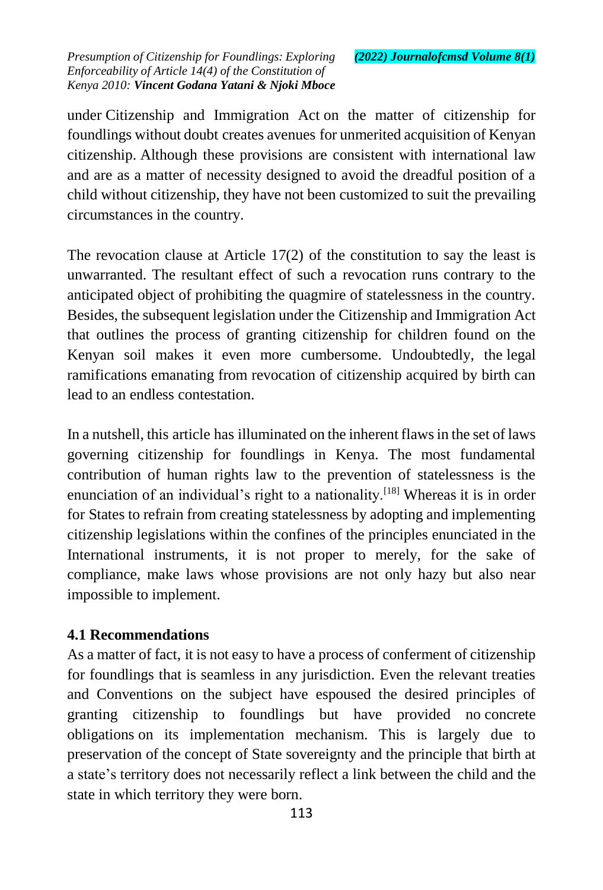under Citizenship and Immigration Act on the matter of citizenship for foundlings without doubt creates avenues for unmerited acquisition of Kenyan citizenship. Although these provisions are consistent with international law and are as a matter of necessity designed to avoid the dreadful position of a child without citizenship, they have not been customized to suit the prevailing circumstances in the country.

The revocation clause at Article 17(2) of the constitution to say the least is unwarranted. The resultant effect of such a revocation runs contrary to the anticipated object of prohibiting the quagmire of statelessness in the country. Besides, the subsequent legislation under the Citizenship and Immigration Act that outlines the process of granting citizenship for children found on the Kenyan soil makes it even more cumbersome. Undoubtedly, the legal ramifications emanating from revocation of citizenship acquired by birth can lead to an endless contestation.

In a nutshell, this article has illuminated on the inherent flaws in the set of laws governing citizenship for foundlings in Kenya. The most fundamental contribution of human rights law to the prevention of statelessness is the enunciation of an individual's right to a nationality.[18] Whereas it is in order for States to refrain from creating statelessness by adopting and implementing citizenship legislations within the confines of the principles enunciated in the International instruments, it is not proper to merely, for the sake of compliance, make laws whose provisions are not only hazy but also near impossible to implement.

### 4.1 Recommendations

As a matter of fact, it is not easy to have a process of conferment of citizenship for foundlings that is seamless in any jurisdiction. Even the relevant treaties and Conventions on the subject have espoused the desired principles of granting citizenship to foundlings but have provided no concrete obligations on its implementation mechanism. This is largely due to preservation of the concept of State sovereignty and the principle that birth at a state's territory does not necessarily reflect a link between the child and the state in which territory they were born.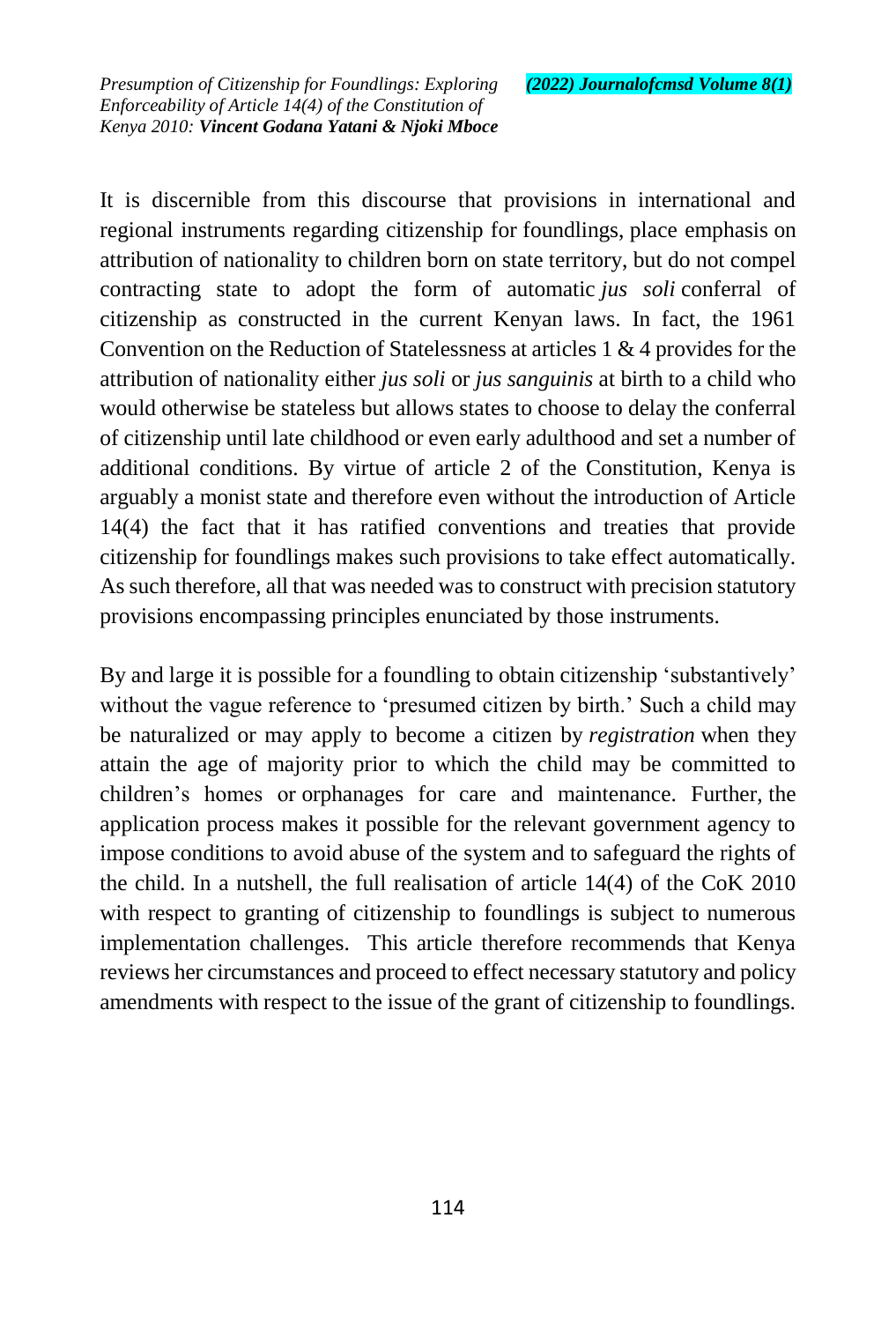It is discernible from this discourse that provisions in international and regional instruments regarding citizenship for foundlings, place emphasis on attribution of nationality to children born on state territory, but do not compel contracting state to adopt the form of automatic *jus soli* conferral of citizenship as constructed in the current Kenyan laws. In fact, the 1961 Convention on the Reduction of Statelessness at articles 1 & 4 provides for the attribution of nationality either *jus soli* or *jus sanguinis* at birth to a child who would otherwise be stateless but allows states to choose to delay the conferral of citizenship until late childhood or even early adulthood and set a number of additional conditions. By virtue of article 2 of the Constitution, Kenya is arguably a monist state and therefore even without the introduction of Article 14(4) the fact that it has ratified conventions and treaties that provide citizenship for foundlings makes such provisions to take effect automatically. As such therefore, all that was needed was to construct with precision statutory provisions encompassing principles enunciated by those instruments.

By and large it is possible for a foundling to obtain citizenship 'substantively' without the vague reference to 'presumed citizen by birth.' Such a child may be naturalized or may apply to become a citizen by *registration* when they attain the age of majority prior to which the child may be committed to children's homes or orphanages for care and maintenance. Further, the application process makes it possible for the relevant government agency to impose conditions to avoid abuse of the system and to safeguard the rights of the child. In a nutshell, the full realisation of article 14(4) of the CoK 2010 with respect to granting of citizenship to foundlings is subject to numerous implementation challenges. This article therefore recommends that Kenya reviews her circumstances and proceed to effect necessary statutory and policy amendments with respect to the issue of the grant of citizenship to foundlings.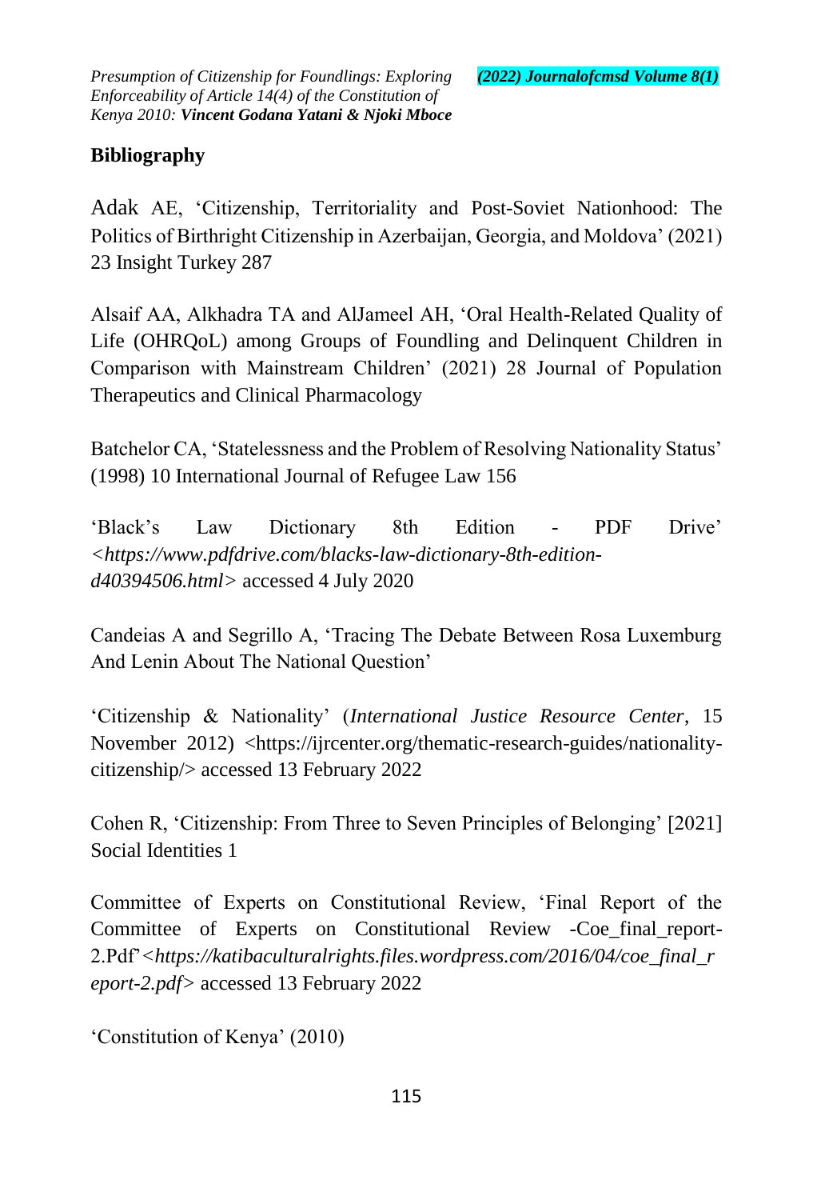## Bibliography

Adak AE, 'Citizenship, Territoriality and Post-Soviet Nationhood: The Politics of Birthright Citizenship in Azerbaijan, Georgia, and Moldova' (2021) 23 Insight Turkey 287

Alsaif AA, Alkhadra TA and AlJameel AH, 'Oral Health-Related Quality of Life (OHRQoL) among Groups of Foundling and Delinquent Children in Comparison with Mainstream Children' (2021) 28 Journal of Population Therapeutics and Clinical Pharmacology

Batchelor CA, 'Statelessness and the Problem of Resolving Nationality Status' (1998) 10 International Journal of Refugee Law 156

'Black's Law Dictionary 8th Edition - PDF Drive' *<https://www.pdfdrive.com/blacks-law-dictionary-8th-edition-d40394506.html>* accessed 4 July 2020

Candeias A and Segrillo A, 'Tracing The Debate Between Rosa Luxemburg And Lenin About The National Question'

'Citizenship & Nationality' (*International Justice Resource Center*, 15 November 2012) <https://ijrcenter.org/thematic-research-guides/nationality-citizenship/> accessed 13 February 2022

Cohen R, 'Citizenship: From Three to Seven Principles of Belonging' [2021] Social Identities 1

Committee of Experts on Constitutional Review, 'Final Report of the Committee of Experts on Constitutional Review -Coe_final_report-2.Pdf'*<https://katibaculturalrights.files.wordpress.com/2016/04/coe_final_report-2.pdf>* accessed 13 February 2022

'Constitution of Kenya' (2010)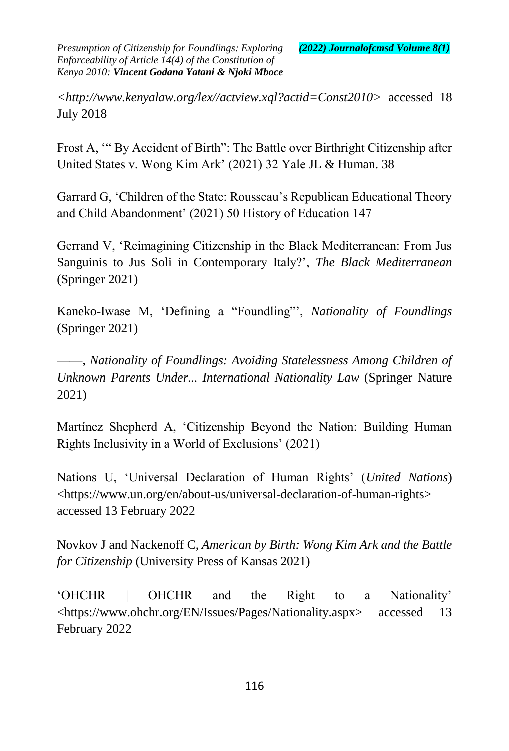*<http://www.kenyalaw.org/lex//actview.xql?actid=Const2010>* accessed 18 July 2018

Frost A, '" By Accident of Birth": The Battle over Birthright Citizenship after United States v. Wong Kim Ark' (2021) 32 Yale JL & Human. 38

Garrard G, 'Children of the State: Rousseau's Republican Educational Theory and Child Abandonment' (2021) 50 History of Education 147

Gerrand V, 'Reimagining Citizenship in the Black Mediterranean: From Jus Sanguinis to Jus Soli in Contemporary Italy?', *The Black Mediterranean* (Springer 2021)

Kaneko-Iwase M, 'Defining a "Foundling"', *Nationality of Foundlings* (Springer 2021)

——, *Nationality of Foundlings: Avoiding Statelessness Among Children of Unknown Parents Under... International Nationality Law* (Springer Nature 2021)

Martínez Shepherd A, 'Citizenship Beyond the Nation: Building Human Rights Inclusivity in a World of Exclusions' (2021)

Nations U, 'Universal Declaration of Human Rights' (*United Nations*) <https://www.un.org/en/about-us/universal-declaration-of-human-rights> accessed 13 February 2022

Novkov J and Nackenoff C, *American by Birth: Wong Kim Ark and the Battle for Citizenship* (University Press of Kansas 2021)

'OHCHR | OHCHR and the Right to a Nationality' <https://www.ohchr.org/EN/Issues/Pages/Nationality.aspx> accessed 13 February 2022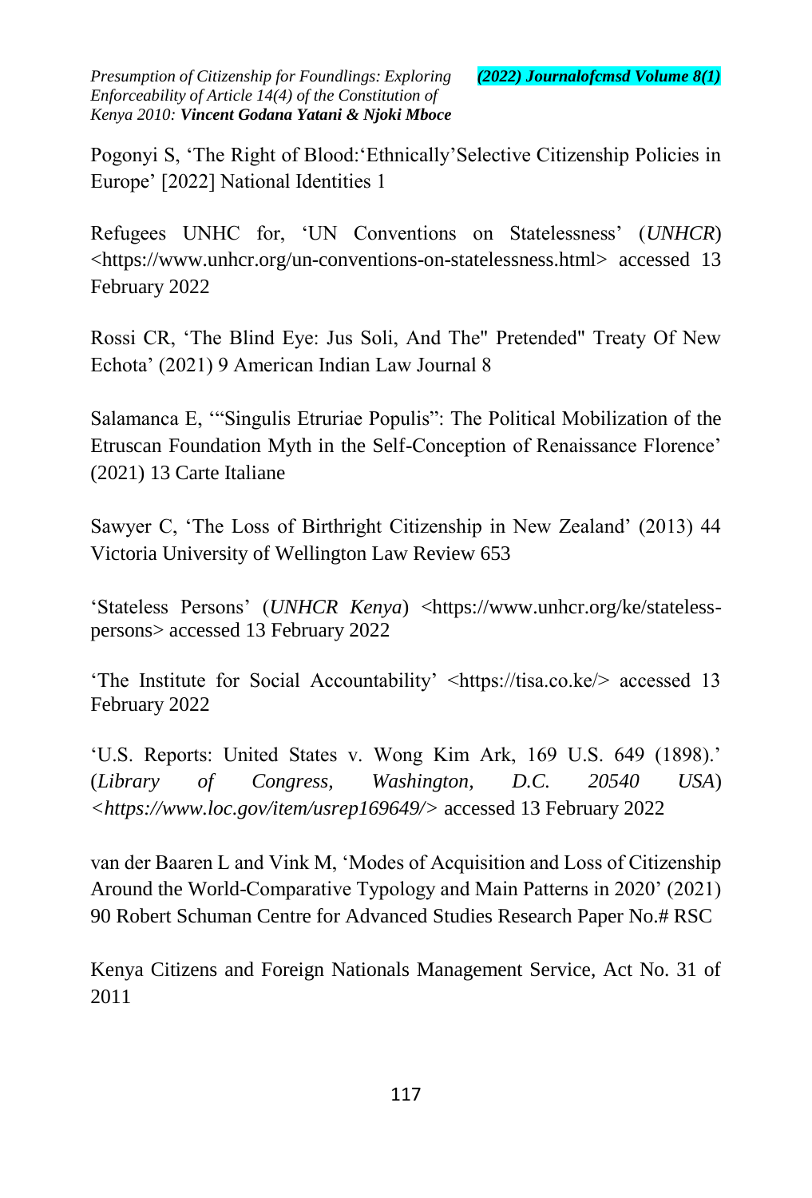Pogonyi S, 'The Right of Blood:'Ethnically'Selective Citizenship Policies in Europe' [2022] National Identities 1

Refugees UNHC for, 'UN Conventions on Statelessness' (*UNHCR*) <https://www.unhcr.org/un-conventions-on-statelessness.html> accessed 13 February 2022

Rossi CR, 'The Blind Eye: Jus Soli, And The" Pretended" Treaty Of New Echota' (2021) 9 American Indian Law Journal 8

Salamanca E, '"Singulis Etruriae Populis": The Political Mobilization of the Etruscan Foundation Myth in the Self-Conception of Renaissance Florence' (2021) 13 Carte Italiane

Sawyer C, 'The Loss of Birthright Citizenship in New Zealand' (2013) 44 Victoria University of Wellington Law Review 653

'Stateless Persons' (*UNHCR Kenya*) <https://www.unhcr.org/ke/stateless-persons> accessed 13 February 2022

'The Institute for Social Accountability' <https://tisa.co.ke/> accessed 13 February 2022

'U.S. Reports: United States v. Wong Kim Ark, 169 U.S. 649 (1898).' (*Library of Congress, Washington, D.C. 20540 USA*) *<https://www.loc.gov/item/usrep169649/>* accessed 13 February 2022

van der Baaren L and Vink M, 'Modes of Acquisition and Loss of Citizenship Around the World-Comparative Typology and Main Patterns in 2020' (2021) 90 Robert Schuman Centre for Advanced Studies Research Paper No.# RSC

Kenya Citizens and Foreign Nationals Management Service, Act No. 31 of 2011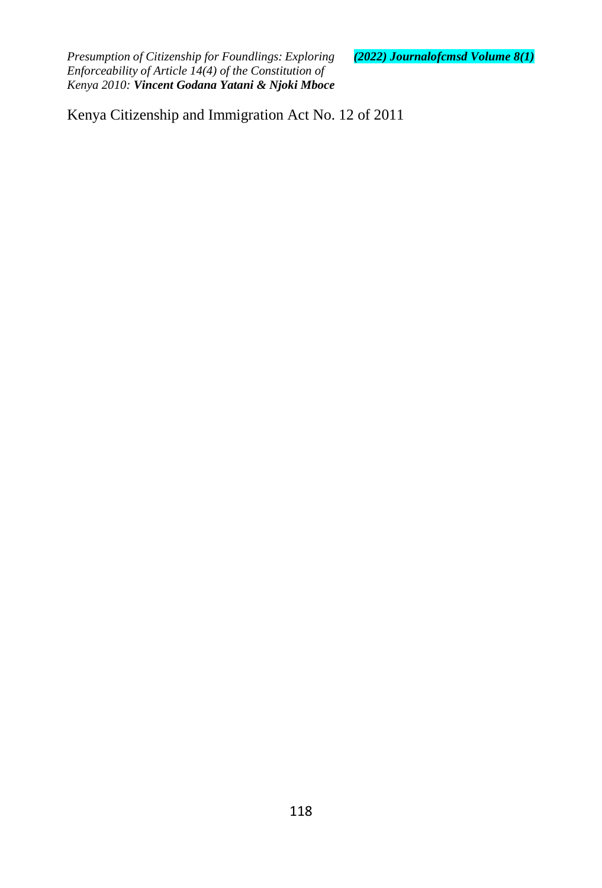Kenya Citizenship and Immigration Act No. 12 of 2011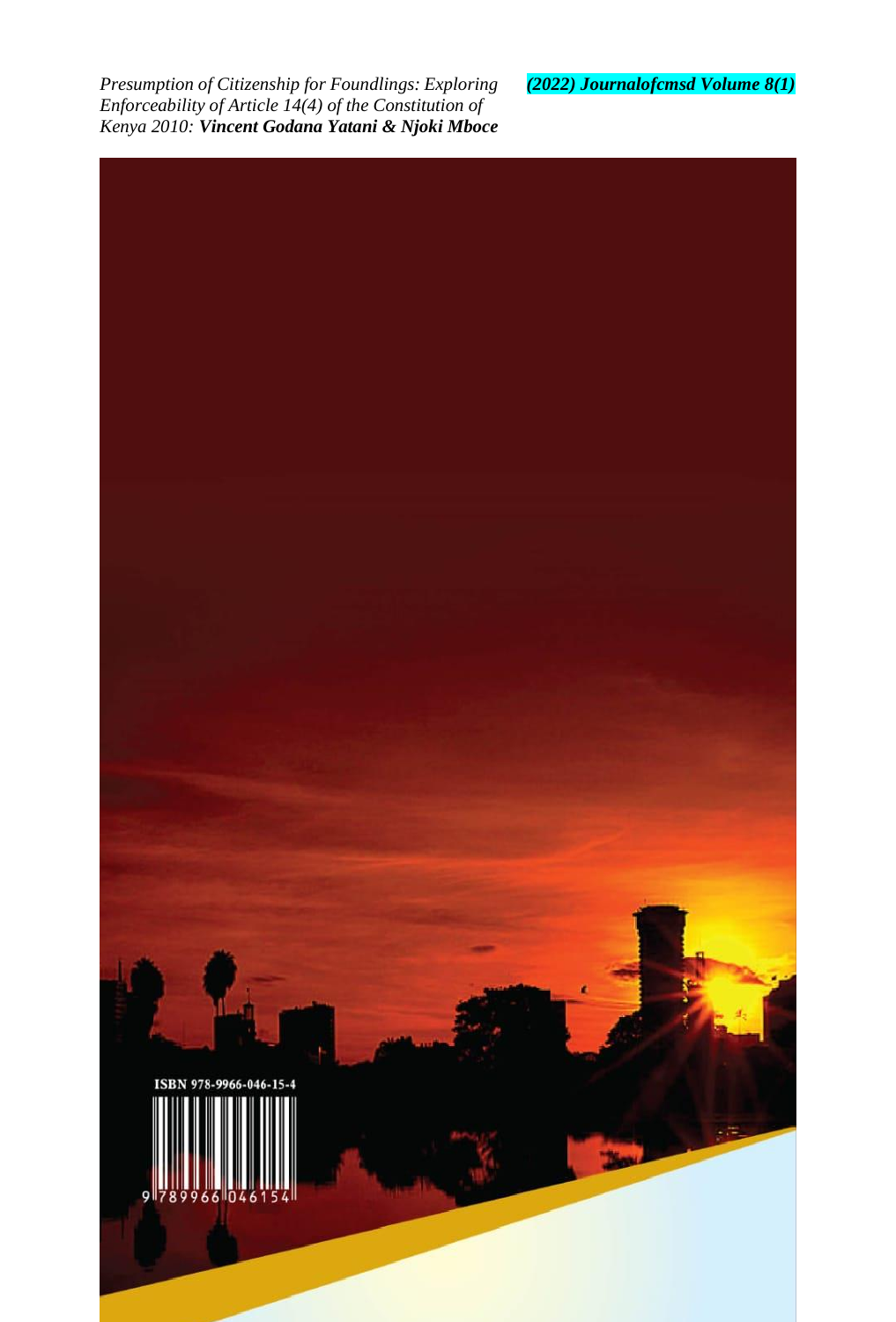ISBN 978-9966-046-15-4

9 789966 046154